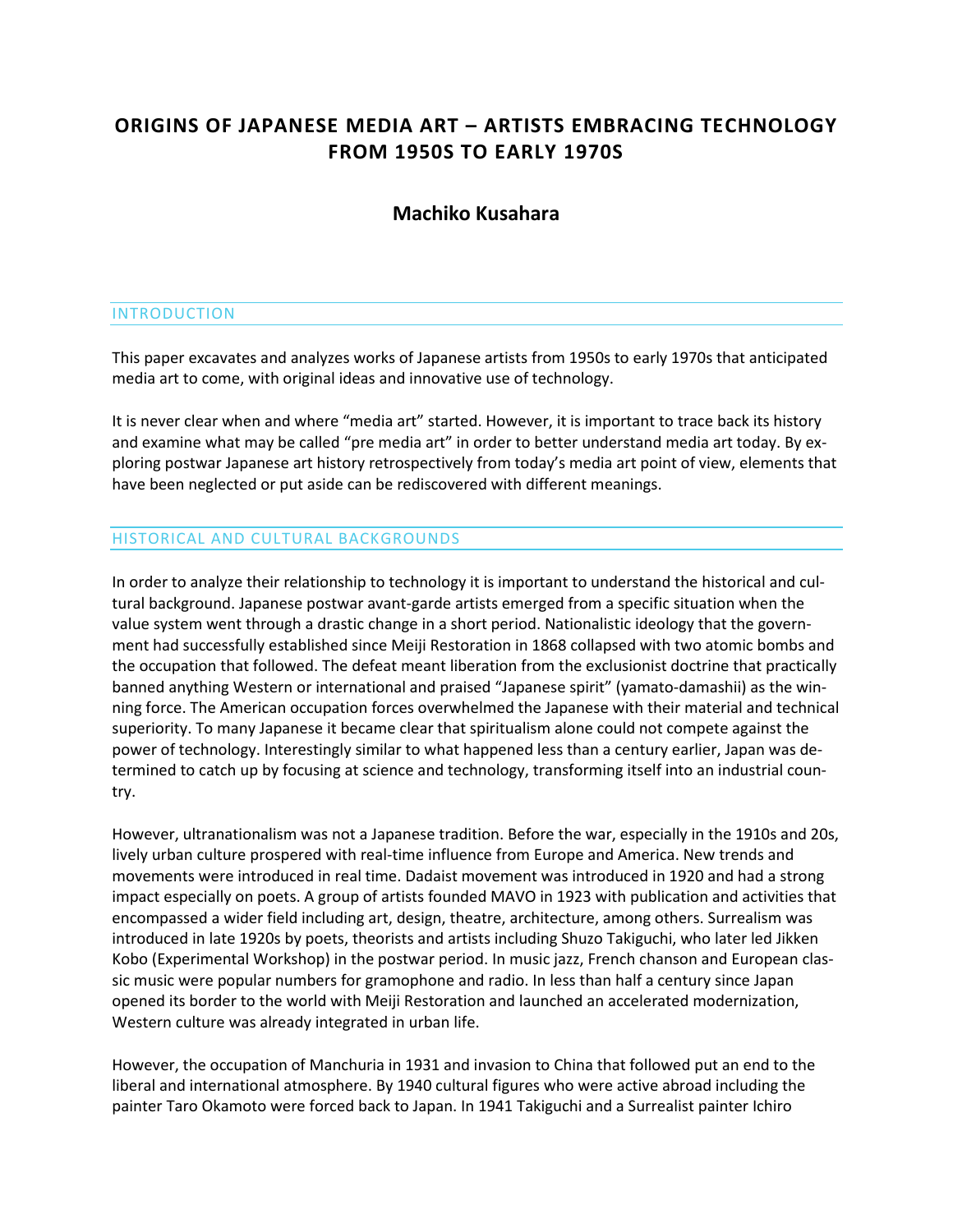# ORIGINS OF JAPANESE MEDIA ART – ARTISTS EMBRACING TECHNOLOGY FROM 1950S TO EARLY 1970S

**Machiko Kusahara**

## INTRODUCTION

This paper excavates and analyzes works of Japanese artists from 1950s to early 1970s that anticipated media art to come, with original ideas and innovative use of technology.

It is never clear when and where "media art" started. However, it is important to trace back its history and examine what may be called "pre media art" in order to better understand media art today. By exploring postwar Japanese art history retrospectively from today's media art point of view, elements that have been neglected or put aside can be rediscovered with different meanings.

## HISTORICAL AND CULTURAL BACKGROUNDS

In order to analyze their relationship to technology it is important to understand the historical and cultural background. Japanese postwar avant-garde artists emerged from a specific situation when the value system went through a drastic change in a short period. Nationalistic ideology that the government had successfully established since Meiji Restoration in 1868 collapsed with two atomic bombs and the occupation that followed. The defeat meant liberation from the exclusionist doctrine that practically banned anything Western or international and praised "Japanese spirit" (yamato-damashii) as the winning force. The American occupation forces overwhelmed the Japanese with their material and technical superiority. To many Japanese it became clear that spiritualism alone could not compete against the power of technology. Interestingly similar to what happened less than a century earlier, Japan was determined to catch up by focusing at science and technology, transforming itself into an industrial country.

However, ultranationalism was not a Japanese tradition. Before the war, especially in the 1910s and 20s, lively urban culture prospered with real-time influence from Europe and America. New trends and movements were introduced in real time. Dadaist movement was introduced in 1920 and had a strong impact especially on poets. A group of artists founded MAVO in 1923 with publication and activities that encompassed a wider field including art, design, theatre, architecture, among others. Surrealism was introduced in late 1920s by poets, theorists and artists including Shuzo Takiguchi, who later led Jikken Kobo (Experimental Workshop) in the postwar period. In music jazz, French chanson and European classic music were popular numbers for gramophone and radio. In less than half a century since Japan opened its border to the world with Meiji Restoration and launched an accelerated modernization, Western culture was already integrated in urban life.

However, the occupation of Manchuria in 1931 and invasion to China that followed put an end to the liberal and international atmosphere. By 1940 cultural figures who were active abroad including the painter Taro Okamoto were forced back to Japan. In 1941 Takiguchi and a Surrealist painter Ichiro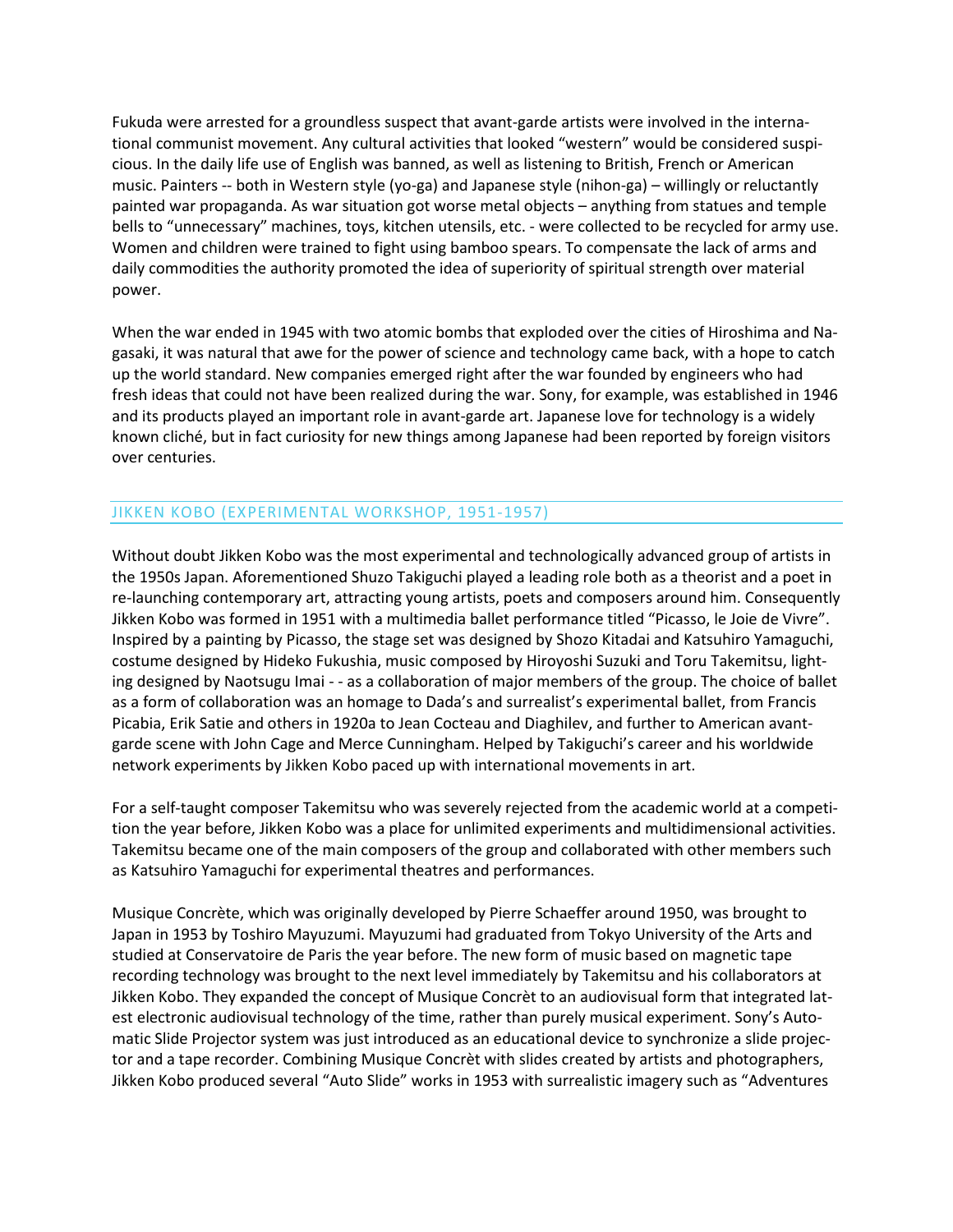Fukuda were arrested for a groundless suspect that avant-garde artists were involved in the international communist movement. Any cultural activities that looked "western" would be considered suspicious. In the daily life use of English was banned, as well as listening to British, French or American music. Painters -- both in Western style (yo-ga) and Japanese style (nihon-ga) – willingly or reluctantly painted war propaganda. As war situation got worse metal objects – anything from statues and temple bells to "unnecessary" machines, toys, kitchen utensils, etc. - were collected to be recycled for army use. Women and children were trained to fight using bamboo spears. To compensate the lack of arms and daily commodities the authority promoted the idea of superiority of spiritual strength over material power.

When the war ended in 1945 with two atomic bombs that exploded over the cities of Hiroshima and Nagasaki, it was natural that awe for the power of science and technology came back, with a hope to catch up the world standard. New companies emerged right after the war founded by engineers who had fresh ideas that could not have been realized during the war. Sony, for example, was established in 1946 and its products played an important role in avant-garde art. Japanese love for technology is a widely known cliché, but in fact curiosity for new things among Japanese had been reported by foreign visitors over centuries.

## JIKKEN KOBO (EXPERIMENTAL WORKSHOP, 1951-1957)

Without doubt Jikken Kobo was the most experimental and technologically advanced group of artists in the 1950s Japan. Aforementioned Shuzo Takiguchi played a leading role both as a theorist and a poet in re-launching contemporary art, attracting young artists, poets and composers around him. Consequently Jikken Kobo was formed in 1951 with a multimedia ballet performance titled "Picasso, le Joie de Vivre". Inspired by a painting by Picasso, the stage set was designed by Shozo Kitadai and Katsuhiro Yamaguchi, costume designed by Hideko Fukushia, music composed by Hiroyoshi Suzuki and Toru Takemitsu, lighting designed by Naotsugu Imai - - as a collaboration of major members of the group. The choice of ballet as a form of collaboration was an homage to Dada's and surrealist's experimental ballet, from Francis Picabia, Erik Satie and others in 1920a to Jean Cocteau and Diaghilev, and further to American avant-garde scene with John Cage and Merce Cunningham. Helped by Takiguchi's career and his worldwide network experiments by Jikken Kobo paced up with international movements in art.

For a self-taught composer Takemitsu who was severely rejected from the academic world at a competition the year before, Jikken Kobo was a place for unlimited experiments and multidimensional activities. Takemitsu became one of the main composers of the group and collaborated with other members such as Katsuhiro Yamaguchi for experimental theatres and performances.

Musique Concrète, which was originally developed by Pierre Schaeffer around 1950, was brought to Japan in 1953 by Toshiro Mayuzumi. Mayuzumi had graduated from Tokyo University of the Arts and studied at Conservatoire de Paris the year before. The new form of music based on magnetic tape recording technology was brought to the next level immediately by Takemitsu and his collaborators at Jikken Kobo. They expanded the concept of Musique Concrèt to an audiovisual form that integrated latest electronic audiovisual technology of the time, rather than purely musical experiment. Sony's Automatic Slide Projector system was just introduced as an educational device to synchronize a slide projector and a tape recorder. Combining Musique Concrèt with slides created by artists and photographers, Jikken Kobo produced several "Auto Slide" works in 1953 with surrealistic imagery such as "Adventures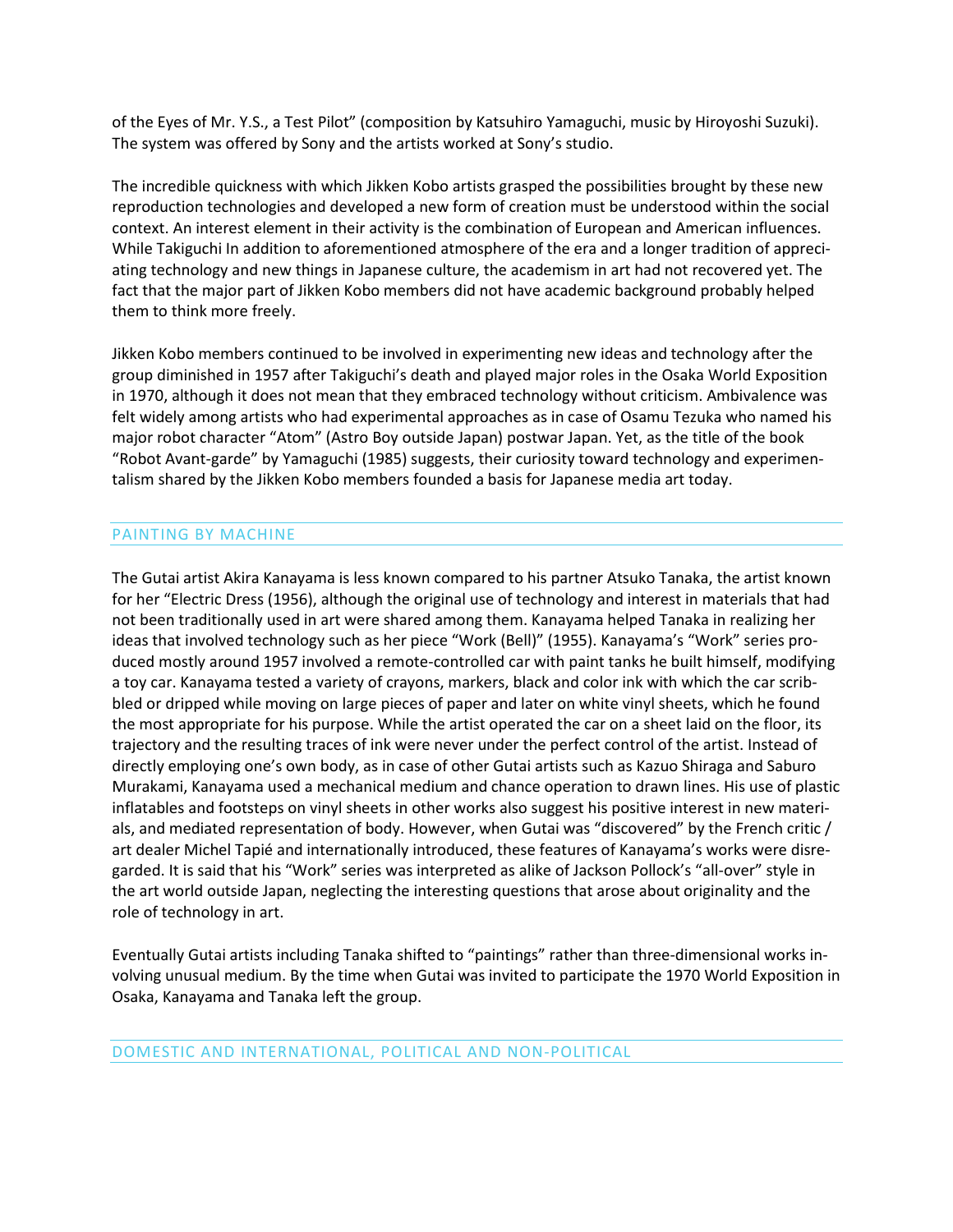of the Eyes of Mr. Y.S., a Test Pilot" (composition by Katsuhiro Yamaguchi, music by Hiroyoshi Suzuki). The system was offered by Sony and the artists worked at Sony's studio.

The incredible quickness with which Jikken Kobo artists grasped the possibilities brought by these new reproduction technologies and developed a new form of creation must be understood within the social context. An interest element in their activity is the combination of European and American influences. While Takiguchi In addition to aforementioned atmosphere of the era and a longer tradition of appreciating technology and new things in Japanese culture, the academism in art had not recovered yet. The fact that the major part of Jikken Kobo members did not have academic background probably helped them to think more freely.

Jikken Kobo members continued to be involved in experimenting new ideas and technology after the group diminished in 1957 after Takiguchi's death and played major roles in the Osaka World Exposition in 1970, although it does not mean that they embraced technology without criticism. Ambivalence was felt widely among artists who had experimental approaches as in case of Osamu Tezuka who named his major robot character "Atom" (Astro Boy outside Japan) postwar Japan. Yet, as the title of the book "Robot Avant-garde" by Yamaguchi (1985) suggests, their curiosity toward technology and experimentalism shared by the Jikken Kobo members founded a basis for Japanese media art today.

## PAINTING BY MACHINE

The Gutai artist Akira Kanayama is less known compared to his partner Atsuko Tanaka, the artist known for her "Electric Dress (1956), although the original use of technology and interest in materials that had not been traditionally used in art were shared among them. Kanayama helped Tanaka in realizing her ideas that involved technology such as her piece "Work (Bell)" (1955). Kanayama's "Work" series produced mostly around 1957 involved a remote-controlled car with paint tanks he built himself, modifying a toy car. Kanayama tested a variety of crayons, markers, black and color ink with which the car scribbled or dripped while moving on large pieces of paper and later on white vinyl sheets, which he found the most appropriate for his purpose. While the artist operated the car on a sheet laid on the floor, its trajectory and the resulting traces of ink were never under the perfect control of the artist. Instead of directly employing one's own body, as in case of other Gutai artists such as Kazuo Shiraga and Saburo Murakami, Kanayama used a mechanical medium and chance operation to drawn lines. His use of plastic inflatables and footsteps on vinyl sheets in other works also suggest his positive interest in new materials, and mediated representation of body. However, when Gutai was "discovered" by the French critic / art dealer Michel Tapié and internationally introduced, these features of Kanayama's works were disregarded. It is said that his "Work" series was interpreted as alike of Jackson Pollock's "all-over" style in the art world outside Japan, neglecting the interesting questions that arose about originality and the role of technology in art.

Eventually Gutai artists including Tanaka shifted to "paintings" rather than three-dimensional works involving unusual medium. By the time when Gutai was invited to participate the 1970 World Exposition in Osaka, Kanayama and Tanaka left the group.

## DOMESTIC AND INTERNATIONAL, POLITICAL AND NON-POLITICAL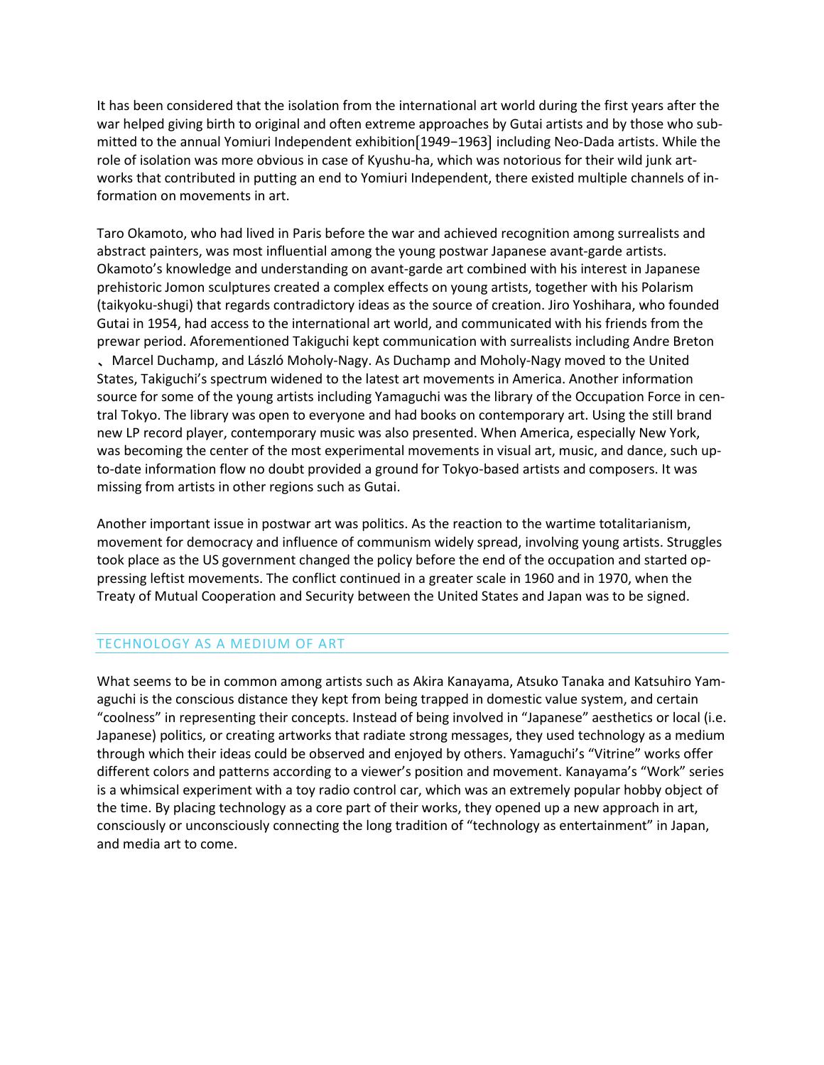It has been considered that the isolation from the international art world during the first years after the war helped giving birth to original and often extreme approaches by Gutai artists and by those who submitted to the annual Yomiuri Independent exhibition[1949−1963] including Neo-Dada artists. While the role of isolation was more obvious in case of Kyushu-ha, which was notorious for their wild junk artworks that contributed in putting an end to Yomiuri Independent, there existed multiple channels of information on movements in art.

Taro Okamoto, who had lived in Paris before the war and achieved recognition among surrealists and abstract painters, was most influential among the young postwar Japanese avant-garde artists. Okamoto's knowledge and understanding on avant-garde art combined with his interest in Japanese prehistoric Jomon sculptures created a complex effects on young artists, together with his Polarism (taikyoku-shugi) that regards contradictory ideas as the source of creation. Jiro Yoshihara, who founded Gutai in 1954, had access to the international art world, and communicated with his friends from the prewar period. Aforementioned Takiguchi kept communication with surrealists including Andre Breton 、Marcel Duchamp, and László Moholy-Nagy. As Duchamp and Moholy-Nagy moved to the United States, Takiguchi's spectrum widened to the latest art movements in America. Another information source for some of the young artists including Yamaguchi was the library of the Occupation Force in central Tokyo. The library was open to everyone and had books on contemporary art. Using the still brand new LP record player, contemporary music was also presented. When America, especially New York, was becoming the center of the most experimental movements in visual art, music, and dance, such up-to-date information flow no doubt provided a ground for Tokyo-based artists and composers. It was missing from artists in other regions such as Gutai.

Another important issue in postwar art was politics. As the reaction to the wartime totalitarianism, movement for democracy and influence of communism widely spread, involving young artists. Struggles took place as the US government changed the policy before the end of the occupation and started oppressing leftist movements. The conflict continued in a greater scale in 1960 and in 1970, when the Treaty of Mutual Cooperation and Security between the United States and Japan was to be signed.

## TECHNOLOGY AS A MEDIUM OF ART

What seems to be in common among artists such as Akira Kanayama, Atsuko Tanaka and Katsuhiro Yamaguchi is the conscious distance they kept from being trapped in domestic value system, and certain "coolness" in representing their concepts. Instead of being involved in "Japanese" aesthetics or local (i.e. Japanese) politics, or creating artworks that radiate strong messages, they used technology as a medium through which their ideas could be observed and enjoyed by others. Yamaguchi's "Vitrine" works offer different colors and patterns according to a viewer's position and movement. Kanayama's "Work" series is a whimsical experiment with a toy radio control car, which was an extremely popular hobby object of the time. By placing technology as a core part of their works, they opened up a new approach in art, consciously or unconsciously connecting the long tradition of "technology as entertainment" in Japan, and media art to come.